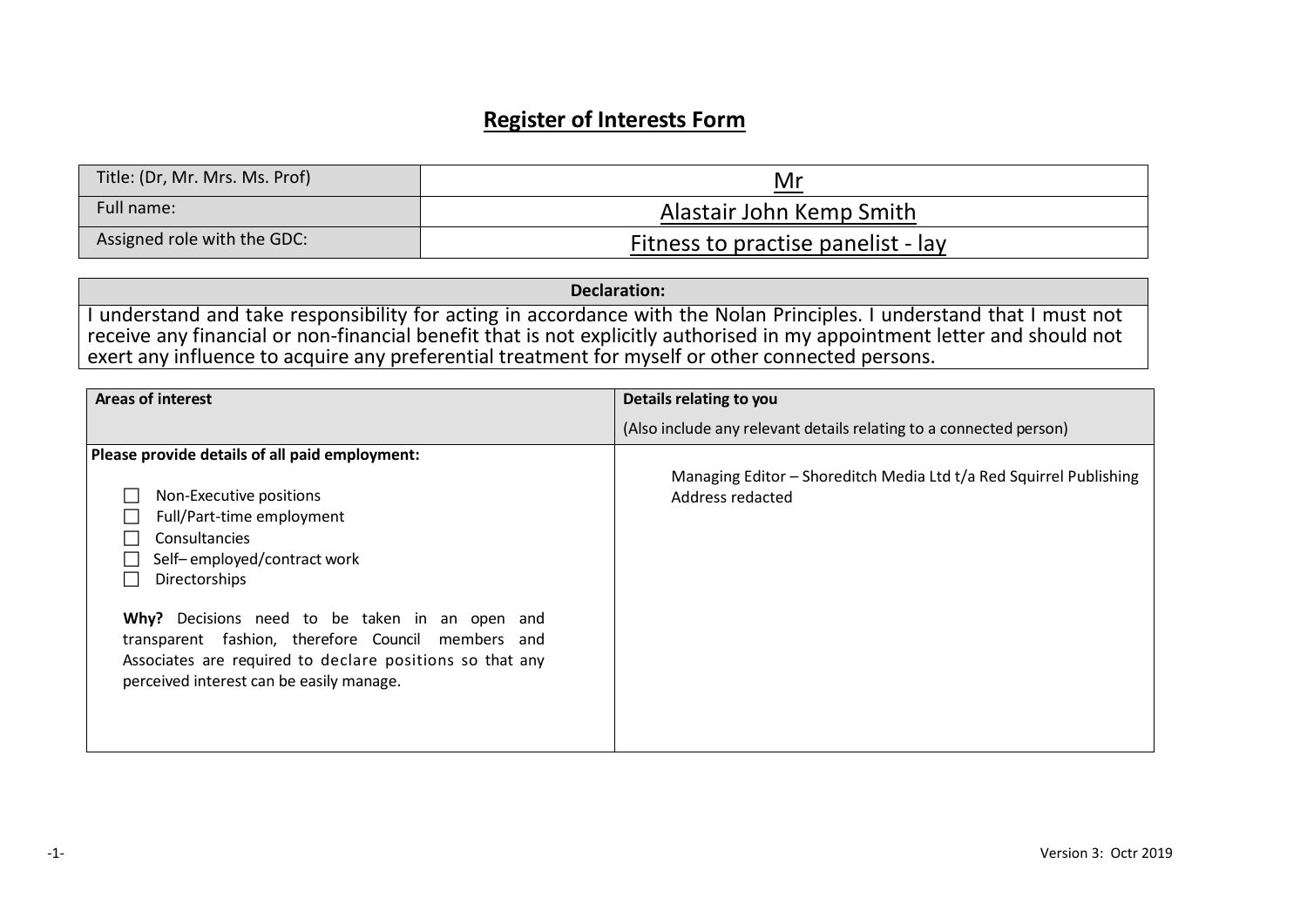# Register of Interests Form

| Title: (Dr, Mr. Mrs. Ms. Prof) | Mr |
|---|---|
| Full name: | Alastair John Kemp Smith |
| Assigned role with the GDC: | Fitness to practise panelist - lay |

| Declaration: |
|---|
| I understand and take responsibility for acting in accordance with the Nolan Principles. I understand that I must not receive any financial or non-financial benefit that is not explicitly authorised in my appointment letter and should not exert any influence to acquire any preferential treatment for myself or other connected persons. |

| **Areas of interest** | **Details relating to you**<br><br>(Also include any relevant details relating to a connected person) |
|---|---|
| **Please provide details of all paid employment:**<br><br>☐ Non-Executive positions<br>☐ Full/Part-time employment<br>☐ Consultancies<br>☐ Self– employed/contract work<br>☐ Directorships<br><br>**Why?** Decisions need to be taken in an open and transparent fashion, therefore Council members and Associates are required to declare positions so that any perceived interest can be easily manage. | Managing Editor – Shoreditch Media Ltd t/a Red Squirrel Publishing<br>Address redacted |

Version 3: Octr 2019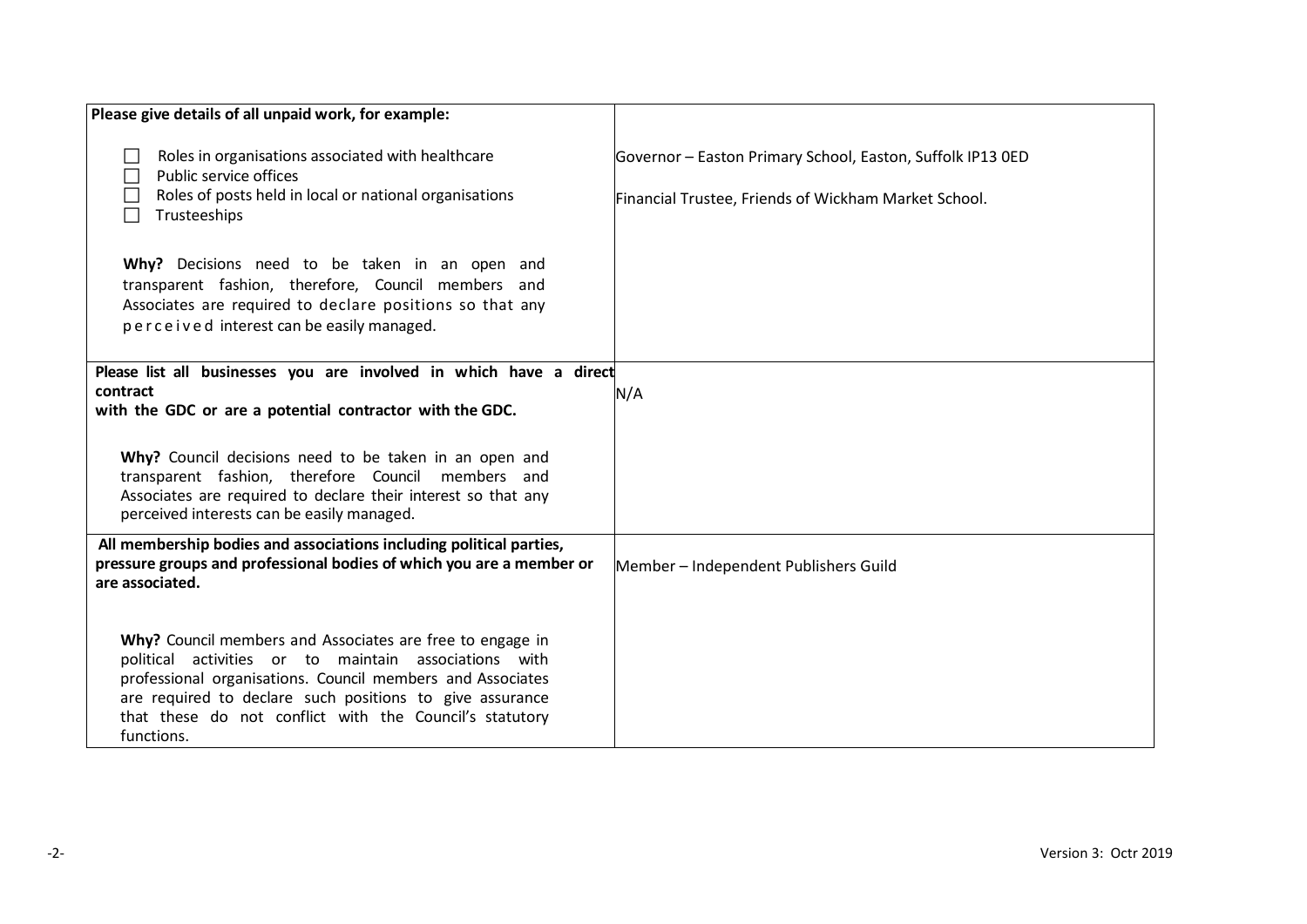| | |
|---|---|
| **Please give details of all unpaid work, for example:**<br><br>☐ Roles in organisations associated with healthcare<br>☐ Public service offices<br>☐ Roles of posts held in local or national organisations<br>☐ Trusteeships<br><br>**Why?** Decisions need to be taken in an open and transparent fashion, therefore, Council members and Associates are required to declare positions so that any perceived interest can be easily managed. | Governor – Easton Primary School, Easton, Suffolk IP13 0ED<br><br>Financial Trustee, Friends of Wickham Market School. |
| **Please list all businesses you are involved in which have a direct contract with the GDC or are a potential contractor with the GDC.**<br><br>**Why?** Council decisions need to be taken in an open and transparent fashion, therefore Council members and Associates are required to declare their interest so that any perceived interests can be easily managed. | N/A |
| **All membership bodies and associations including political parties, pressure groups and professional bodies of which you are a member or are associated.**<br><br>**Why?** Council members and Associates are free to engage in political activities or to maintain associations with professional organisations. Council members and Associates are required to declare such positions to give assurance that these do not conflict with the Council's statutory functions. | Member – Independent Publishers Guild |

Version 3: Octr 2019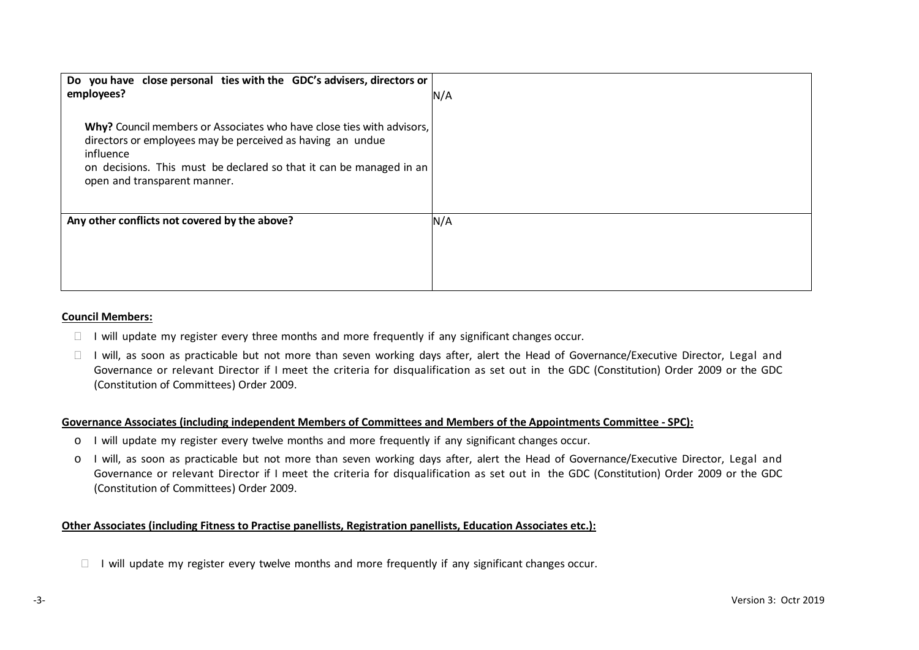| Do you have close personal ties with the GDC's advisers, directors or employees?<br><br>**Why?** Council members or Associates who have close ties with advisors, directors or employees may be perceived as having an undue influence on decisions. This must be declared so that it can be managed in an open and transparent manner. | N/A |
|---|---|
| **Any other conflicts not covered by the above?** | N/A |

**Council Members:**

- I will update my register every three months and more frequently if any significant changes occur.
- I will, as soon as practicable but not more than seven working days after, alert the Head of Governance/Executive Director, Legal and Governance or relevant Director if I meet the criteria for disqualification as set out in the GDC (Constitution) Order 2009 or the GDC (Constitution of Committees) Order 2009.

**Governance Associates (including independent Members of Committees and Members of the Appointments Committee - SPC):**

- I will update my register every twelve months and more frequently if any significant changes occur.
- I will, as soon as practicable but not more than seven working days after, alert the Head of Governance/Executive Director, Legal and Governance or relevant Director if I meet the criteria for disqualification as set out in the GDC (Constitution) Order 2009 or the GDC (Constitution of Committees) Order 2009.

**Other Associates (including Fitness to Practise panellists, Registration panellists, Education Associates etc.):**

- I will update my register every twelve months and more frequently if any significant changes occur.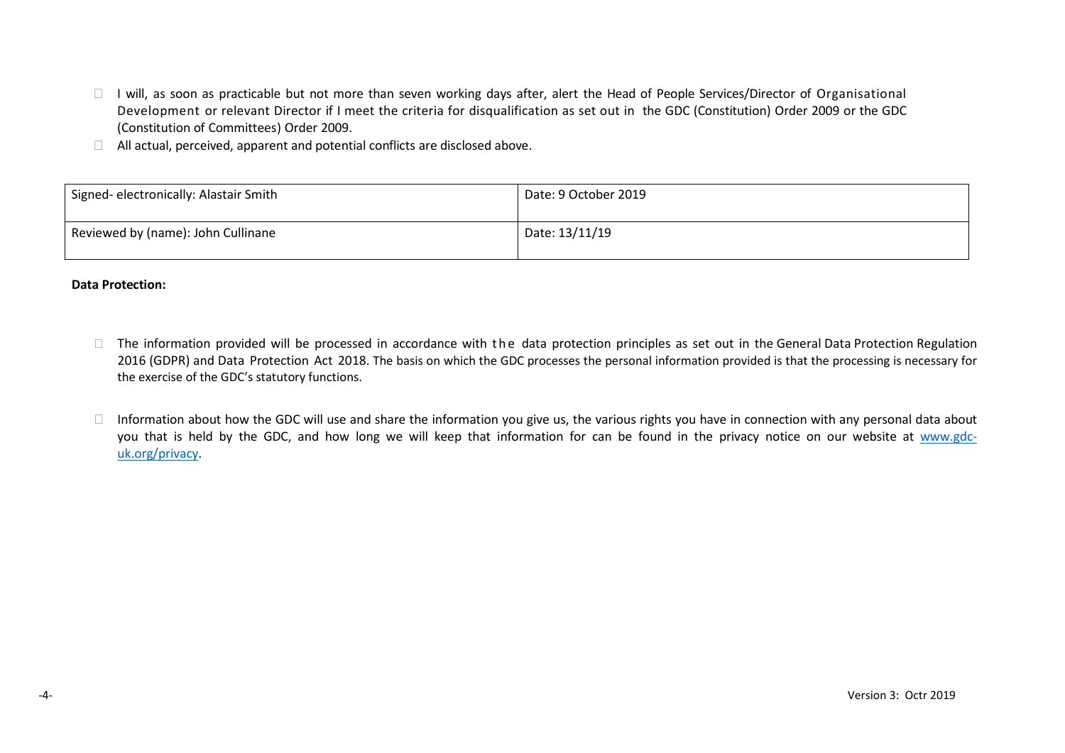- I will, as soon as practicable but not more than seven working days after, alert the Head of People Services/Director of Organisational Development or relevant Director if I meet the criteria for disqualification as set out in the GDC (Constitution) Order 2009 or the GDC (Constitution of Committees) Order 2009.
- All actual, perceived, apparent and potential conflicts are disclosed above.

| | |
|---|---|
| Signed- electronically: Alastair Smith | Date: 9 October 2019 |
| Reviewed by (name): John Cullinane | Date: 13/11/19 |

**Data Protection:**

- The information provided will be processed in accordance with the data protection principles as set out in the General Data Protection Regulation 2016 (GDPR) and Data Protection Act 2018. The basis on which the GDC processes the personal information provided is that the processing is necessary for the exercise of the GDC's statutory functions.

- Information about how the GDC will use and share the information you give us, the various rights you have in connection with any personal data about you that is held by the GDC, and how long we will keep that information for can be found in the privacy notice on our website at [www.gdc-uk.org/privacy](www.gdc-uk.org/privacy).

Version 3: Octr 2019